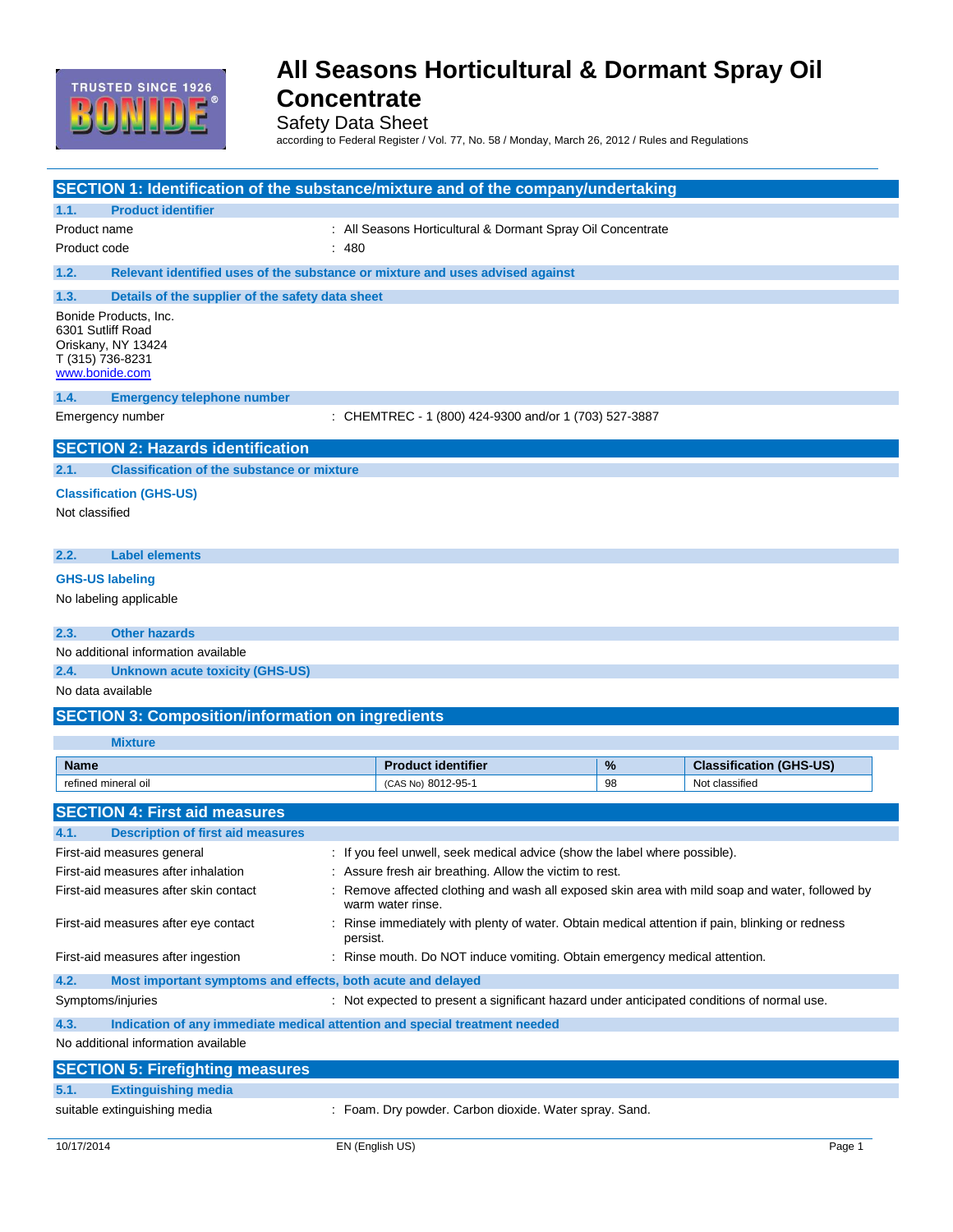# All Seasons Horticultural & Dormant Spray Oil Concentrate

Safety Data Sheet

according to Federal Register / Vol. 77, No. 58 / Monday, March 26, 2012 / Rules and Regulations

## SECTION 1: Identification of the substance/mixture and of the company/undertaking

### 1.1. Product identifier

Product name : All Seasons Horticultural & Dormant Spray Oil Concentrate

Product code : 480

### 1.2. Relevant identified uses of the substance or mixture and uses advised against

### 1.3. Details of the supplier of the safety data sheet

Bonide Products, Inc.
6301 Sutliff Road
Oriskany, NY 13424
T (315) 736-8231
www.bonide.com

### 1.4. Emergency telephone number

Emergency number : CHEMTREC - 1 (800) 424-9300 and/or 1 (703) 527-3887

## SECTION 2: Hazards identification

### 2.1. Classification of the substance or mixture

**Classification (GHS-US)**

Not classified

### 2.2. Label elements

**GHS-US labeling**

No labeling applicable

### 2.3. Other hazards

No additional information available

### 2.4. Unknown acute toxicity (GHS-US)

No data available

## SECTION 3: Composition/information on ingredients

**Mixture**

| Name | Product identifier | % | Classification (GHS-US) |
|---|---|---|---|
| refined mineral oil | (CAS No) 8012-95-1 | 98 | Not classified |

## SECTION 4: First aid measures

### 4.1. Description of first aid measures

First-aid measures general : If you feel unwell, seek medical advice (show the label where possible).

First-aid measures after inhalation : Assure fresh air breathing. Allow the victim to rest.

First-aid measures after skin contact : Remove affected clothing and wash all exposed skin area with mild soap and water, followed by warm water rinse.

First-aid measures after eye contact : Rinse immediately with plenty of water. Obtain medical attention if pain, blinking or redness persist.

First-aid measures after ingestion : Rinse mouth. Do NOT induce vomiting. Obtain emergency medical attention.

### 4.2. Most important symptoms and effects, both acute and delayed

Symptoms/injuries : Not expected to present a significant hazard under anticipated conditions of normal use.

### 4.3. Indication of any immediate medical attention and special treatment needed

No additional information available

## SECTION 5: Firefighting measures

### 5.1. Extinguishing media

suitable extinguishing media : Foam. Dry powder. Carbon dioxide. Water spray. Sand.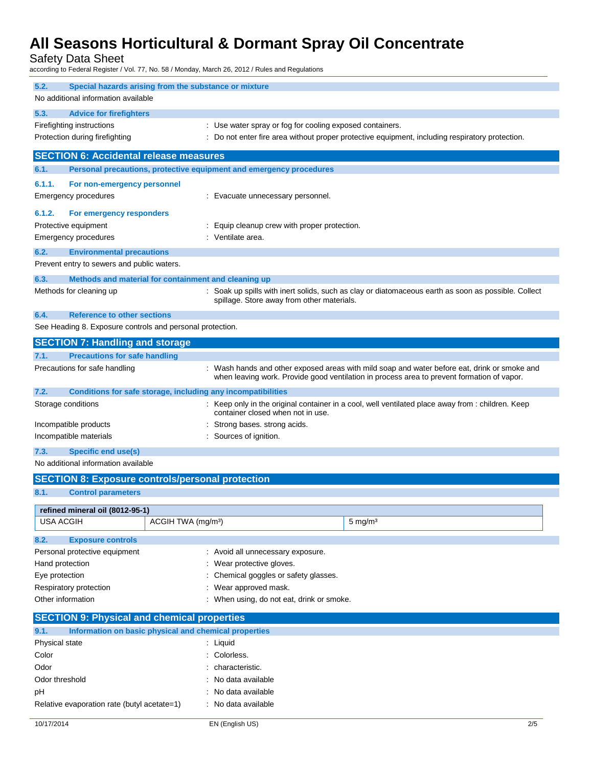### 5.2. Special hazards arising from the substance or mixture

No additional information available

### 5.3. Advice for firefighters

Firefighting instructions : Use water spray or fog for cooling exposed containers.

Protection during firefighting : Do not enter fire area without proper protective equipment, including respiratory protection.

## SECTION 6: Accidental release measures

### 6.1. Personal precautions, protective equipment and emergency procedures

#### 6.1.1. For non-emergency personnel

Emergency procedures : Evacuate unnecessary personnel.

#### 6.1.2. For emergency responders

Protective equipment : Equip cleanup crew with proper protection.

Emergency procedures : Ventilate area.

### 6.2. Environmental precautions

Prevent entry to sewers and public waters.

### 6.3. Methods and material for containment and cleaning up

Methods for cleaning up : Soak up spills with inert solids, such as clay or diatomaceous earth as soon as possible. Collect spillage. Store away from other materials.

### 6.4. Reference to other sections

See Heading 8. Exposure controls and personal protection.

## SECTION 7: Handling and storage

### 7.1. Precautions for safe handling

Precautions for safe handling : Wash hands and other exposed areas with mild soap and water before eat, drink or smoke and when leaving work. Provide good ventilation in process area to prevent formation of vapor.

### 7.2. Conditions for safe storage, including any incompatibilities

Storage conditions : Keep only in the original container in a cool, well ventilated place away from : children. Keep container closed when not in use.

Incompatible products : Strong bases. strong acids.

Incompatible materials : Sources of ignition.

### 7.3. Specific end use(s)

No additional information available

## SECTION 8: Exposure controls/personal protection

### 8.1. Control parameters

| refined mineral oil (8012-95-1) | | |
|---|---|---|
| USA ACGIH | ACGIH TWA (mg/m³) | 5 mg/m³ |

### 8.2. Exposure controls

Personal protective equipment : Avoid all unnecessary exposure.

Hand protection : Wear protective gloves.

Eye protection : Chemical goggles or safety glasses.

Respiratory protection : Wear approved mask.

Other information : When using, do not eat, drink or smoke.

## SECTION 9: Physical and chemical properties

### 9.1. Information on basic physical and chemical properties

Physical state : Liquid

Color : Colorless.

Odor : characteristic.

Odor threshold : No data available

pH : No data available

Relative evaporation rate (butyl acetate=1) : No data available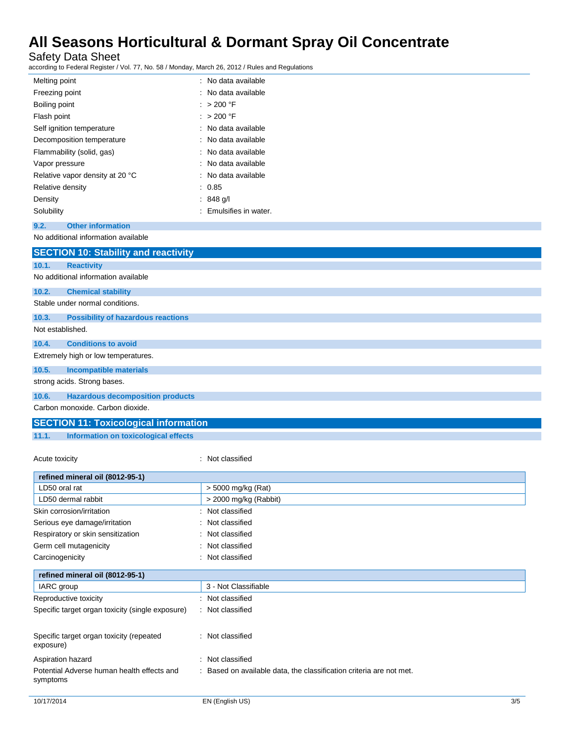| | |
|---|---|
| Melting point | : No data available |
| Freezing point | : No data available |
| Boiling point | : > 200 °F |
| Flash point | : > 200 °F |
| Self ignition temperature | : No data available |
| Decomposition temperature | : No data available |
| Flammability (solid, gas) | : No data available |
| Vapor pressure | : No data available |
| Relative vapor density at 20 °C | : No data available |
| Relative density | : 0.85 |
| Density | : 848 g/l |
| Solubility | : Emulsifies in water. |

### 9.2. Other information

No additional information available

## SECTION 10: Stability and reactivity

### 10.1. Reactivity

No additional information available

### 10.2. Chemical stability

Stable under normal conditions.

### 10.3. Possibility of hazardous reactions

Not established.

### 10.4. Conditions to avoid

Extremely high or low temperatures.

### 10.5. Incompatible materials

strong acids. Strong bases.

### 10.6. Hazardous decomposition products

Carbon monoxide. Carbon dioxide.

## SECTION 11: Toxicological information

### 11.1. Information on toxicological effects

Acute toxicity : Not classified

| refined mineral oil (8012-95-1) | |
|---|---|
| LD50 oral rat | > 5000 mg/kg (Rat) |
| LD50 dermal rabbit | > 2000 mg/kg (Rabbit) |

| | |
|---|---|
| Skin corrosion/irritation | : Not classified |
| Serious eye damage/irritation | : Not classified |
| Respiratory or skin sensitization | : Not classified |
| Germ cell mutagenicity | : Not classified |
| Carcinogenicity | : Not classified |

| refined mineral oil (8012-95-1) | |
|---|---|
| IARC group | 3 - Not Classifiable |

| | |
|---|---|
| Reproductive toxicity | : Not classified |
| Specific target organ toxicity (single exposure) | : Not classified |
| Specific target organ toxicity (repeated exposure) | : Not classified |
| Aspiration hazard | : Not classified |
| Potential Adverse human health effects and symptoms | : Based on available data, the classification criteria are not met. |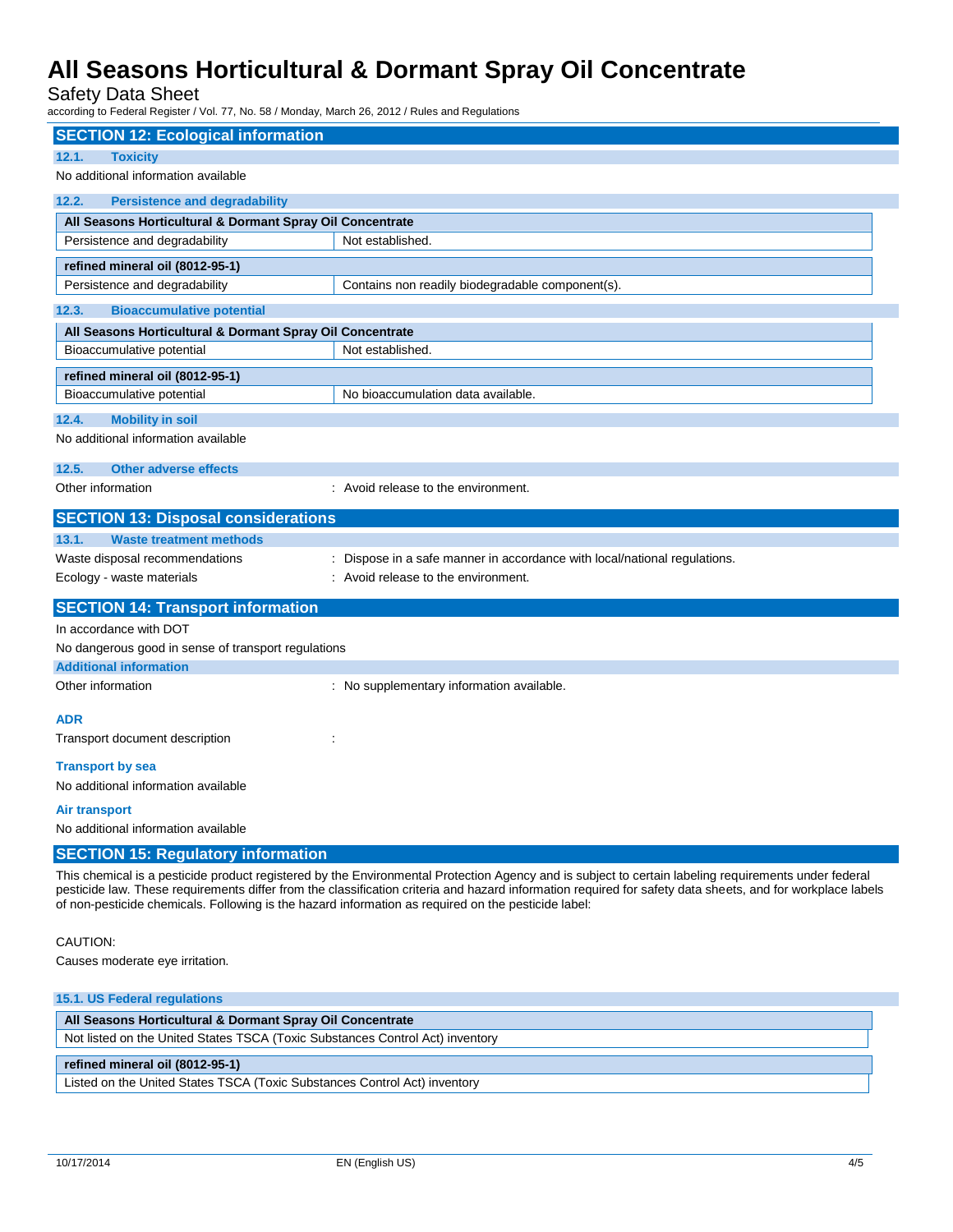## SECTION 12: Ecological information

### 12.1. Toxicity

No additional information available

### 12.2. Persistence and degradability

| All Seasons Horticultural & Dormant Spray Oil Concentrate | |
|---|---|
| Persistence and degradability | Not established. |

| refined mineral oil (8012-95-1) | |
|---|---|
| Persistence and degradability | Contains non readily biodegradable component(s). |

### 12.3. Bioaccumulative potential

| All Seasons Horticultural & Dormant Spray Oil Concentrate | |
|---|---|
| Bioaccumulative potential | Not established. |

| refined mineral oil (8012-95-1) | |
|---|---|
| Bioaccumulative potential | No bioaccumulation data available. |

### 12.4. Mobility in soil

No additional information available

### 12.5. Other adverse effects

Other information : Avoid release to the environment.

## SECTION 13: Disposal considerations

### 13.1. Waste treatment methods

Waste disposal recommendations : Dispose in a safe manner in accordance with local/national regulations.

Ecology - waste materials : Avoid release to the environment.

## SECTION 14: Transport information

In accordance with DOT

No dangerous good in sense of transport regulations

**Additional information**

Other information : No supplementary information available.

**ADR**

Transport document description :

**Transport by sea**

No additional information available

**Air transport**

No additional information available

## SECTION 15: Regulatory information

This chemical is a pesticide product registered by the Environmental Protection Agency and is subject to certain labeling requirements under federal pesticide law. These requirements differ from the classification criteria and hazard information required for safety data sheets, and for workplace labels of non-pesticide chemicals. Following is the hazard information as required on the pesticide label:

CAUTION:

Causes moderate eye irritation.

### 15.1. US Federal regulations

| All Seasons Horticultural & Dormant Spray Oil Concentrate |
|---|
| Not listed on the United States TSCA (Toxic Substances Control Act) inventory |

| refined mineral oil (8012-95-1) |
|---|
| Listed on the United States TSCA (Toxic Substances Control Act) inventory |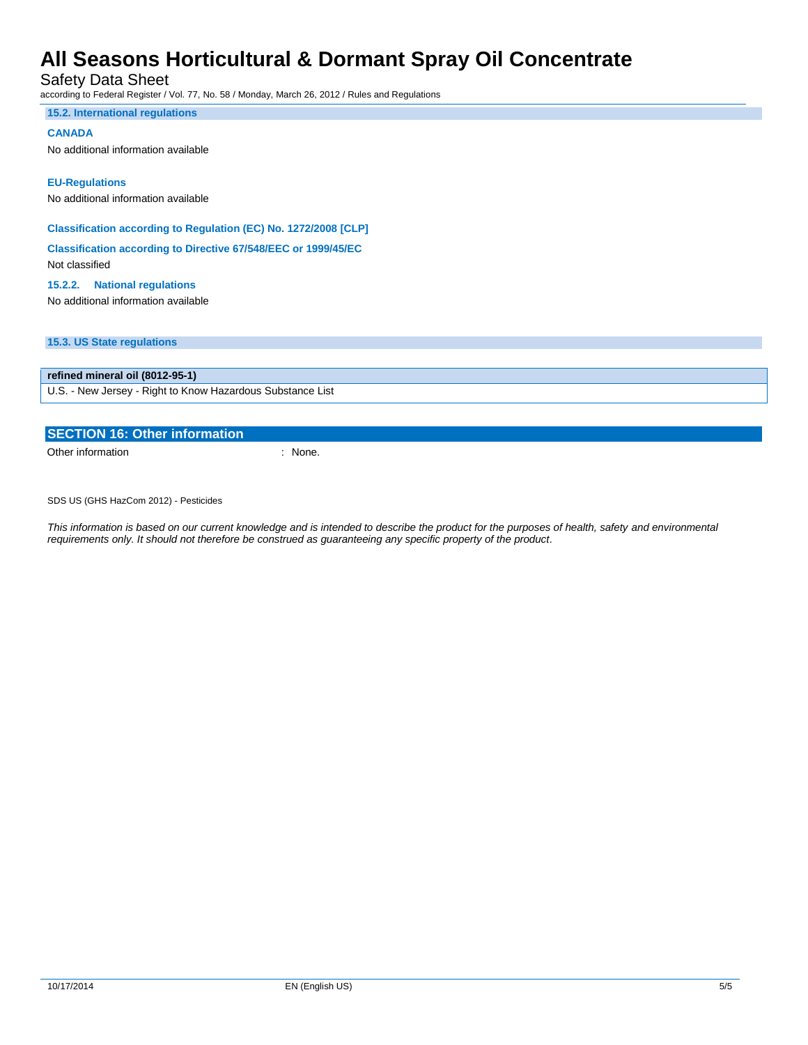### 15.2. International regulations

**CANADA**

No additional information available

**EU-Regulations**

No additional information available

**Classification according to Regulation (EC) No. 1272/2008 [CLP]**

**Classification according to Directive 67/548/EEC or 1999/45/EC**

Not classified

**15.2.2. National regulations**

No additional information available

### 15.3. US State regulations

| refined mineral oil (8012-95-1) |
| --- |
| U.S. - New Jersey - Right to Know Hazardous Substance List |

## SECTION 16: Other information

Other information : None.

SDS US (GHS HazCom 2012) - Pesticides

*This information is based on our current knowledge and is intended to describe the product for the purposes of health, safety and environmental requirements only. It should not therefore be construed as guaranteeing any specific property of the product.*